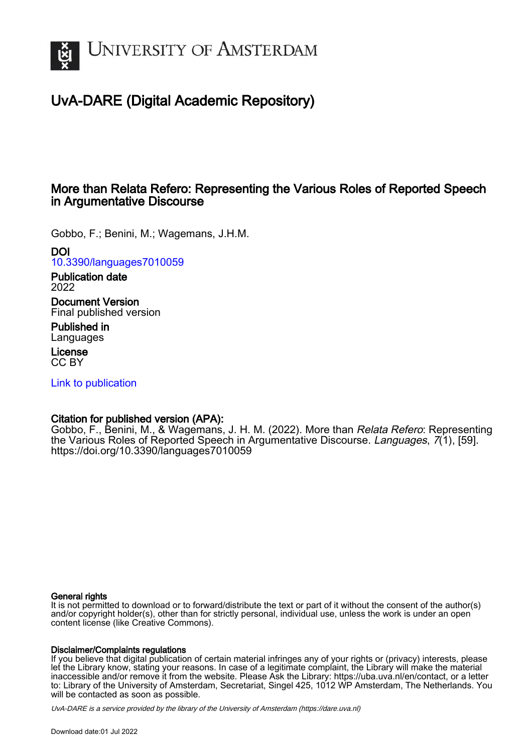UNIVERSITY OF AMSTERDAM

# UvA-DARE (Digital Academic Repository)

## More than Relata Refero: Representing the Various Roles of Reported Speech in Argumentative Discourse

Gobbo, F.; Benini, M.; Wagemans, J.H.M.

**DOI**
10.3390/languages7010059

**Publication date**
2022

**Document Version**
Final published version

**Published in**
Languages

**License**
CC BY

Link to publication

**Citation for published version (APA):**
Gobbo, F., Benini, M., & Wagemans, J. H. M. (2022). More than *Relata Refero*: Representing the Various Roles of Reported Speech in Argumentative Discourse. *Languages*, *7*(1), [59]. https://doi.org/10.3390/languages7010059

**General rights**
It is not permitted to download or to forward/distribute the text or part of it without the consent of the author(s) and/or copyright holder(s), other than for strictly personal, individual use, unless the work is under an open content license (like Creative Commons).

**Disclaimer/Complaints regulations**
If you believe that digital publication of certain material infringes any of your rights or (privacy) interests, please let the Library know, stating your reasons. In case of a legitimate complaint, the Library will make the material inaccessible and/or remove it from the website. Please Ask the Library: https://uba.uva.nl/en/contact, or a letter to: Library of the University of Amsterdam, Secretariat, Singel 425, 1012 WP Amsterdam, The Netherlands. You will be contacted as soon as possible.

UvA-DARE is a service provided by the library of the University of Amsterdam (https://dare.uva.nl)

Download date:01 Jul 2022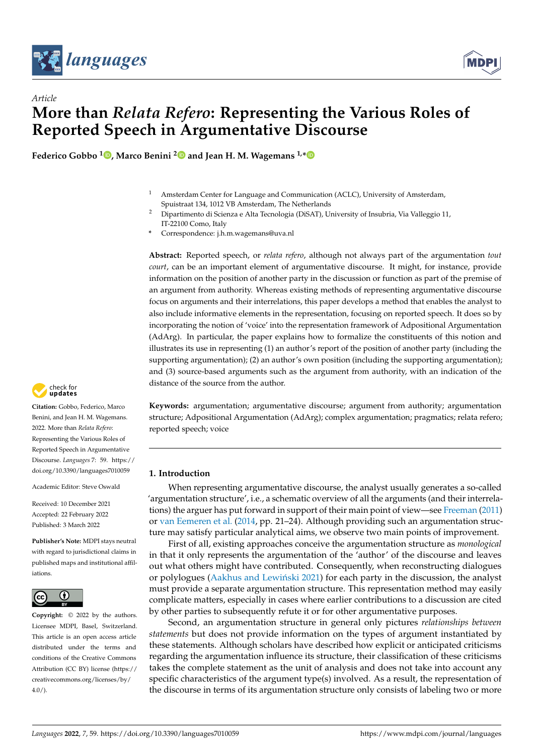Article

# More than *Relata Refero*: Representing the Various Roles of Reported Speech in Argumentative Discourse

**Federico Gobbo [1], Marco Benini [2] and Jean H. M. Wagemans [1,*]**

[1] Amsterdam Center for Language and Communication (ACLC), University of Amsterdam, Spuistraat 134, 1012 VB Amsterdam, The Netherlands

[2] Dipartimento di Scienza e Alta Tecnologia (DiSAT), University of Insubria, Via Valleggio 11, IT-22100 Como, Italy

[*] Correspondence: j.h.m.wagemans@uva.nl

**Abstract:** Reported speech, or *relata refero*, although not always part of the argumentation *tout court*, can be an important element of argumentative discourse. It might, for instance, provide information on the position of another party in the discussion or function as part of the premise of an argument from authority. Whereas existing methods of representing argumentative discourse focus on arguments and their interrelations, this paper develops a method that enables the analyst to also include informative elements in the representation, focusing on reported speech. It does so by incorporating the notion of 'voice' into the representation framework of Adpositional Argumentation (AdArg). In particular, the paper explains how to formalize the constituents of this notion and illustrates its use in representing (1) an author's report of the position of another party (including the supporting argumentation); (2) an author's own position (including the supporting argumentation); and (3) source-based arguments such as the argument from authority, with an indication of the distance of the source from the author.

**Keywords:** argumentation; argumentative discourse; argument from authority; argumentation structure; Adpositional Argumentation (AdArg); complex argumentation; pragmatics; relata refero; reported speech; voice

**Citation:** Gobbo, Federico, Marco Benini, and Jean H. M. Wagemans. 2022. More than *Relata Refero*: Representing the Various Roles of Reported Speech in Argumentative Discourse. *Languages* 7: 59. https://doi.org/10.3390/languages7010059

Academic Editor: Steve Oswald

Received: 10 December 2021
Accepted: 22 February 2022
Published: 3 March 2022

**Publisher's Note:** MDPI stays neutral with regard to jurisdictional claims in published maps and institutional affiliations.

**Copyright:** © 2022 by the authors. Licensee MDPI, Basel, Switzerland. This article is an open access article distributed under the terms and conditions of the Creative Commons Attribution (CC BY) license (https://creativecommons.org/licenses/by/4.0/).

## 1. Introduction

When representing argumentative discourse, the analyst usually generates a so-called 'argumentation structure', i.e., a schematic overview of all the arguments (and their interrelations) the arguer has put forward in support of their main point of view—see Freeman (2011) or van Eemeren et al. (2014, pp. 21–24). Although providing such an argumentation structure may satisfy particular analytical aims, we observe two main points of improvement.

First of all, existing approaches conceive the argumentation structure as *monological* in that it only represents the argumentation of the 'author' of the discourse and leaves out what others might have contributed. Consequently, when reconstructing dialogues or polylogues (Aakhus and Lewiński 2021) for each party in the discussion, the analyst must provide a separate argumentation structure. This representation method may easily complicate matters, especially in cases where earlier contributions to a discussion are cited by other parties to subsequently refute it or for other argumentative purposes.

Second, an argumentation structure in general only pictures *relationships between statements* but does not provide information on the types of argument instantiated by these statements. Although scholars have described how explicit or anticipated criticisms regarding the argumentation influence its structure, their classification of these criticisms takes the complete statement as the unit of analysis and does not take into account any specific characteristics of the argument type(s) involved. As a result, the representation of the discourse in terms of its argumentation structure only consists of labeling two or more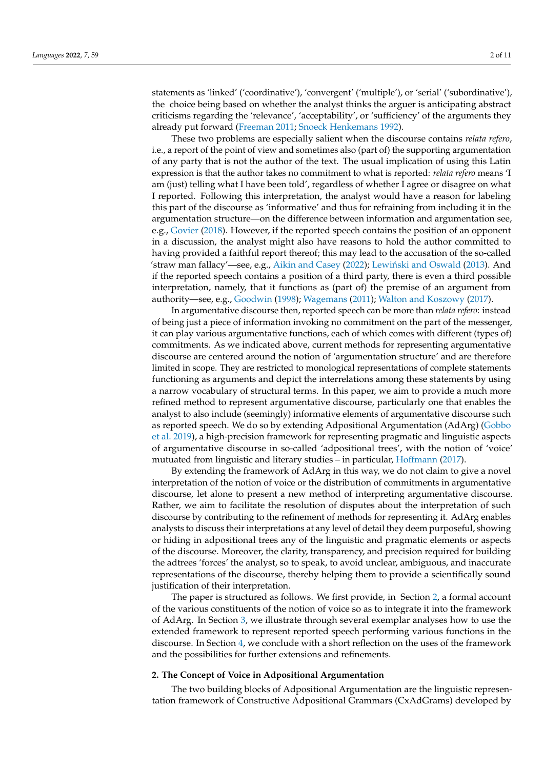statements as 'linked' ('coordinative'), 'convergent' ('multiple'), or 'serial' ('subordinative'), the choice being based on whether the analyst thinks the arguer is anticipating abstract criticisms regarding the 'relevance', 'acceptability', or 'sufficiency' of the arguments they already put forward (Freeman 2011; Snoeck Henkemans 1992).

These two problems are especially salient when the discourse contains *relata refero*, i.e., a report of the point of view and sometimes also (part of) the supporting argumentation of any party that is not the author of the text. The usual implication of using this Latin expression is that the author takes no commitment to what is reported: *relata refero* means 'I am (just) telling what I have been told', regardless of whether I agree or disagree on what I reported. Following this interpretation, the analyst would have a reason for labeling this part of the discourse as 'informative' and thus for refraining from including it in the argumentation structure—on the difference between information and argumentation see, e.g., Govier (2018). However, if the reported speech contains the position of an opponent in a discussion, the analyst might also have reasons to hold the author committed to having provided a faithful report thereof; this may lead to the accusation of the so-called 'straw man fallacy'—see, e.g., Aikin and Casey (2022); Lewiński and Oswald (2013). And if the reported speech contains a position of a third party, there is even a third possible interpretation, namely, that it functions as (part of) the premise of an argument from authority—see, e.g., Goodwin (1998); Wagemans (2011); Walton and Koszowy (2017).

In argumentative discourse then, reported speech can be more than *relata refero*: instead of being just a piece of information invoking no commitment on the part of the messenger, it can play various argumentative functions, each of which comes with different (types of) commitments. As we indicated above, current methods for representing argumentative discourse are centered around the notion of 'argumentation structure' and are therefore limited in scope. They are restricted to monological representations of complete statements functioning as arguments and depict the interrelations among these statements by using a narrow vocabulary of structural terms. In this paper, we aim to provide a much more refined method to represent argumentative discourse, particularly one that enables the analyst to also include (seemingly) informative elements of argumentative discourse such as reported speech. We do so by extending Adpositional Argumentation (AdArg) (Gobbo et al. 2019), a high-precision framework for representing pragmatic and linguistic aspects of argumentative discourse in so-called 'adpositional trees', with the notion of 'voice' mutuated from linguistic and literary studies – in particular, Hoffmann (2017).

By extending the framework of AdArg in this way, we do not claim to give a novel interpretation of the notion of voice or the distribution of commitments in argumentative discourse, let alone to present a new method of interpreting argumentative discourse. Rather, we aim to facilitate the resolution of disputes about the interpretation of such discourse by contributing to the refinement of methods for representing it. AdArg enables analysts to discuss their interpretations at any level of detail they deem purposeful, showing or hiding in adpositional trees any of the linguistic and pragmatic elements or aspects of the discourse. Moreover, the clarity, transparency, and precision required for building the adtrees 'forces' the analyst, so to speak, to avoid unclear, ambiguous, and inaccurate representations of the discourse, thereby helping them to provide a scientifically sound justification of their interpretation.

The paper is structured as follows. We first provide, in Section 2, a formal account of the various constituents of the notion of voice so as to integrate it into the framework of AdArg. In Section 3, we illustrate through several exemplar analyses how to use the extended framework to represent reported speech performing various functions in the discourse. In Section 4, we conclude with a short reflection on the uses of the framework and the possibilities for further extensions and refinements.

## 2. The Concept of Voice in Adpositional Argumentation

The two building blocks of Adpositional Argumentation are the linguistic representation framework of Constructive Adpositional Grammars (CxAdGrams) developed by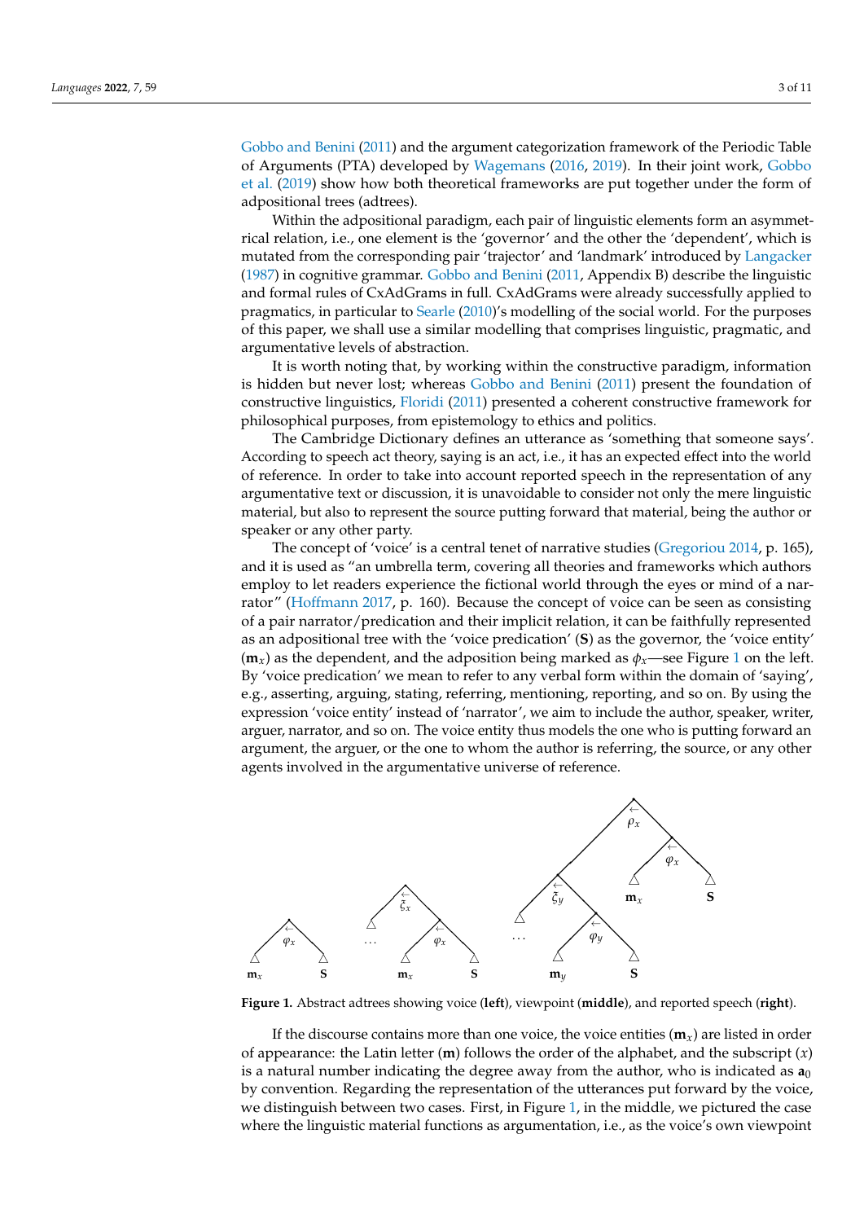Gobbo and Benini (2011) and the argument categorization framework of the Periodic Table of Arguments (PTA) developed by Wagemans (2016, 2019). In their joint work, Gobbo et al. (2019) show how both theoretical frameworks are put together under the form of adpositional trees (adtrees).

Within the adpositional paradigm, each pair of linguistic elements form an asymmetrical relation, i.e., one element is the 'governor' and the other the 'dependent', which is mutated from the corresponding pair 'trajector' and 'landmark' introduced by Langacker (1987) in cognitive grammar. Gobbo and Benini (2011, Appendix B) describe the linguistic and formal rules of CxAdGrams in full. CxAdGrams were already successfully applied to pragmatics, in particular to Searle (2010)'s modelling of the social world. For the purposes of this paper, we shall use a similar modelling that comprises linguistic, pragmatic, and argumentative levels of abstraction.

It is worth noting that, by working within the constructive paradigm, information is hidden but never lost; whereas Gobbo and Benini (2011) present the foundation of constructive linguistics, Floridi (2011) presented a coherent constructive framework for philosophical purposes, from epistemology to ethics and politics.

The Cambridge Dictionary defines an utterance as 'something that someone says'. According to speech act theory, saying is an act, i.e., it has an expected effect into the world of reference. In order to take into account reported speech in the representation of any argumentative text or discussion, it is unavoidable to consider not only the mere linguistic material, but also to represent the source putting forward that material, being the author or speaker or any other party.

The concept of 'voice' is a central tenet of narrative studies (Gregoriou 2014, p. 165), and it is used as "an umbrella term, covering all theories and frameworks which authors employ to let readers experience the fictional world through the eyes or mind of a narrator" (Hoffmann 2017, p. 160). Because the concept of voice can be seen as consisting of a pair narrator/predication and their implicit relation, it can be faithfully represented as an adpositional tree with the 'voice predication' (**S**) as the governor, the 'voice entity' ($\mathbf{m}_x$) as the dependent, and the adposition being marked as $\phi_x$—see Figure 1 on the left. By 'voice predication' we mean to refer to any verbal form within the domain of 'saying', e.g., asserting, arguing, stating, referring, mentioning, reporting, and so on. By using the expression 'voice entity' instead of 'narrator', we aim to include the author, speaker, writer, arguer, narrator, and so on. The voice entity thus models the one who is putting forward an argument, the arguer, or the one to whom the author is referring, the source, or any other agents involved in the argumentative universe of reference.

**Figure 1.** Abstract adtrees showing voice (**left**), viewpoint (**middle**), and reported speech (**right**).

If the discourse contains more than one voice, the voice entities ($\mathbf{m}_x$) are listed in order of appearance: the Latin letter (**m**) follows the order of the alphabet, and the subscript ($x$) is a natural number indicating the degree away from the author, who is indicated as $\mathbf{a}_0$ by convention. Regarding the representation of the utterances put forward by the voice, we distinguish between two cases. First, in Figure 1, in the middle, we pictured the case where the linguistic material functions as argumentation, i.e., as the voice's own viewpoint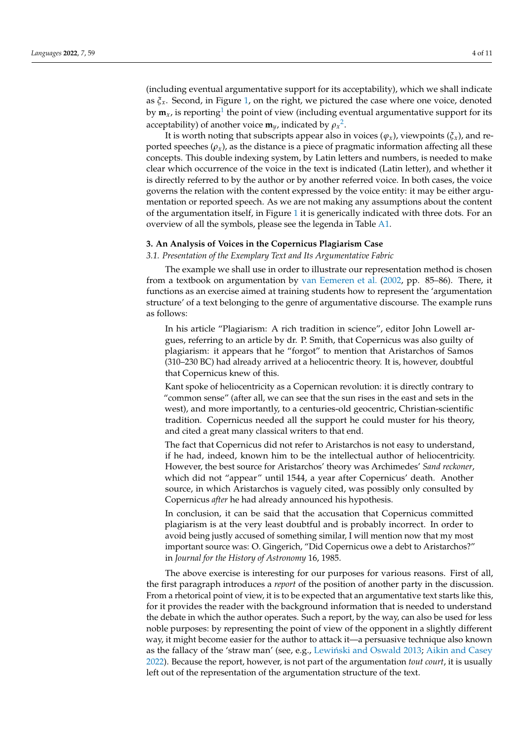(including eventual argumentative support for its acceptability), which we shall indicate as $\xi_x$. Second, in Figure 1, on the right, we pictured the case where one voice, denoted by $\mathbf{m}_x$, is reporting[1] the point of view (including eventual argumentative support for its acceptability) of another voice $\mathbf{m}_y$, indicated by $\rho_x$[2].

It is worth noting that subscripts appear also in voices ($\varphi_x$), viewpoints ($\xi_x$), and reported speeches ($\rho_x$), as the distance is a piece of pragmatic information affecting all these concepts. This double indexing system, by Latin letters and numbers, is needed to make clear which occurrence of the voice in the text is indicated (Latin letter), and whether it is directly referred to by the author or by another referred voice. In both cases, the voice governs the relation with the content expressed by the voice entity: it may be either argumentation or reported speech. As we are not making any assumptions about the content of the argumentation itself, in Figure 1 it is generically indicated with three dots. For an overview of all the symbols, please see the legenda in Table A1.

## 3. An Analysis of Voices in the Copernicus Plagiarism Case

### *3.1. Presentation of the Exemplary Text and Its Argumentative Fabric*

The example we shall use in order to illustrate our representation method is chosen from a textbook on argumentation by van Eemeren et al. (2002, pp. 85–86). There, it functions as an exercise aimed at training students how to represent the 'argumentation structure' of a text belonging to the genre of argumentative discourse. The example runs as follows:

> In his article "Plagiarism: A rich tradition in science", editor John Lowell argues, referring to an article by dr. P. Smith, that Copernicus was also guilty of plagiarism: it appears that he "forgot" to mention that Aristarchos of Samos (310–230 BC) had already arrived at a heliocentric theory. It is, however, doubtful that Copernicus knew of this.
>
> Kant spoke of heliocentricity as a Copernican revolution: it is directly contrary to "common sense" (after all, we can see that the sun rises in the east and sets in the west), and more importantly, to a centuries-old geocentric, Christian-scientific tradition. Copernicus needed all the support he could muster for his theory, and cited a great many classical writers to that end.
>
> The fact that Copernicus did not refer to Aristarchos is not easy to understand, if he had, indeed, known him to be the intellectual author of heliocentricity. However, the best source for Aristarchos' theory was Archimedes' *Sand reckoner*, which did not "appear" until 1544, a year after Copernicus' death. Another source, in which Aristarchos is vaguely cited, was possibly only consulted by Copernicus *after* he had already announced his hypothesis.
>
> In conclusion, it can be said that the accusation that Copernicus committed plagiarism is at the very least doubtful and is probably incorrect. In order to avoid being justly accused of something similar, I will mention now that my most important source was: O. Gingerich, "Did Copernicus owe a debt to Aristarchos?" in *Journal for the History of Astronomy* 16, 1985.

The above exercise is interesting for our purposes for various reasons. First of all, the first paragraph introduces a *report* of the position of another party in the discussion. From a rhetorical point of view, it is to be expected that an argumentative text starts like this, for it provides the reader with the background information that is needed to understand the debate in which the author operates. Such a report, by the way, can also be used for less noble purposes: by representing the point of view of the opponent in a slightly different way, it might become easier for the author to attack it—a persuasive technique also known as the fallacy of the 'straw man' (see, e.g., Lewiński and Oswald 2013; Aikin and Casey 2022). Because the report, however, is not part of the argumentation *tout court*, it is usually left out of the representation of the argumentation structure of the text.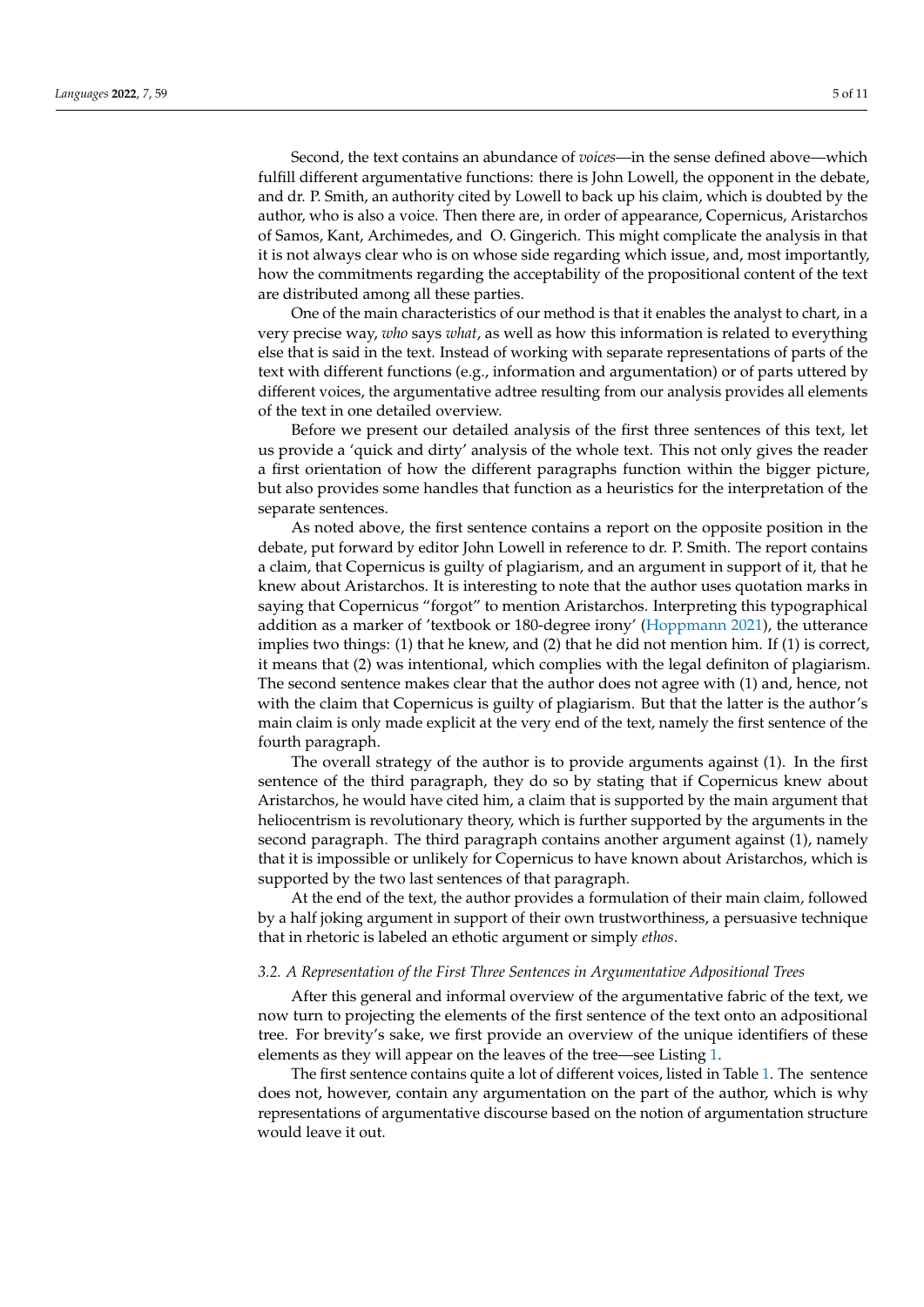Second, the text contains an abundance of *voices*—in the sense defined above—which fulfill different argumentative functions: there is John Lowell, the opponent in the debate, and dr. P. Smith, an authority cited by Lowell to back up his claim, which is doubted by the author, who is also a voice. Then there are, in order of appearance, Copernicus, Aristarchos of Samos, Kant, Archimedes, and O. Gingerich. This might complicate the analysis in that it is not always clear who is on whose side regarding which issue, and, most importantly, how the commitments regarding the acceptability of the propositional content of the text are distributed among all these parties.

One of the main characteristics of our method is that it enables the analyst to chart, in a very precise way, *who* says *what*, as well as how this information is related to everything else that is said in the text. Instead of working with separate representations of parts of the text with different functions (e.g., information and argumentation) or of parts uttered by different voices, the argumentative adtree resulting from our analysis provides all elements of the text in one detailed overview.

Before we present our detailed analysis of the first three sentences of this text, let us provide a 'quick and dirty' analysis of the whole text. This not only gives the reader a first orientation of how the different paragraphs function within the bigger picture, but also provides some handles that function as a heuristics for the interpretation of the separate sentences.

As noted above, the first sentence contains a report on the opposite position in the debate, put forward by editor John Lowell in reference to dr. P. Smith. The report contains a claim, that Copernicus is guilty of plagiarism, and an argument in support of it, that he knew about Aristarchos. It is interesting to note that the author uses quotation marks in saying that Copernicus "forgot" to mention Aristarchos. Interpreting this typographical addition as a marker of 'textbook or 180-degree irony' (Hoppmann 2021), the utterance implies two things: (1) that he knew, and (2) that he did not mention him. If (1) is correct, it means that (2) was intentional, which complies with the legal definiton of plagiarism. The second sentence makes clear that the author does not agree with (1) and, hence, not with the claim that Copernicus is guilty of plagiarism. But that the latter is the author's main claim is only made explicit at the very end of the text, namely the first sentence of the fourth paragraph.

The overall strategy of the author is to provide arguments against (1). In the first sentence of the third paragraph, they do so by stating that if Copernicus knew about Aristarchos, he would have cited him, a claim that is supported by the main argument that heliocentrism is revolutionary theory, which is further supported by the arguments in the second paragraph. The third paragraph contains another argument against (1), namely that it is impossible or unlikely for Copernicus to have known about Aristarchos, which is supported by the two last sentences of that paragraph.

At the end of the text, the author provides a formulation of their main claim, followed by a half joking argument in support of their own trustworthiness, a persuasive technique that in rhetoric is labeled an ethotic argument or simply *ethos*.

### *3.2. A Representation of the First Three Sentences in Argumentative Adpositional Trees*

After this general and informal overview of the argumentative fabric of the text, we now turn to projecting the elements of the first sentence of the text onto an adpositional tree. For brevity's sake, we first provide an overview of the unique identifiers of these elements as they will appear on the leaves of the tree—see Listing 1.

The first sentence contains quite a lot of different voices, listed in Table 1. The sentence does not, however, contain any argumentation on the part of the author, which is why representations of argumentative discourse based on the notion of argumentation structure would leave it out.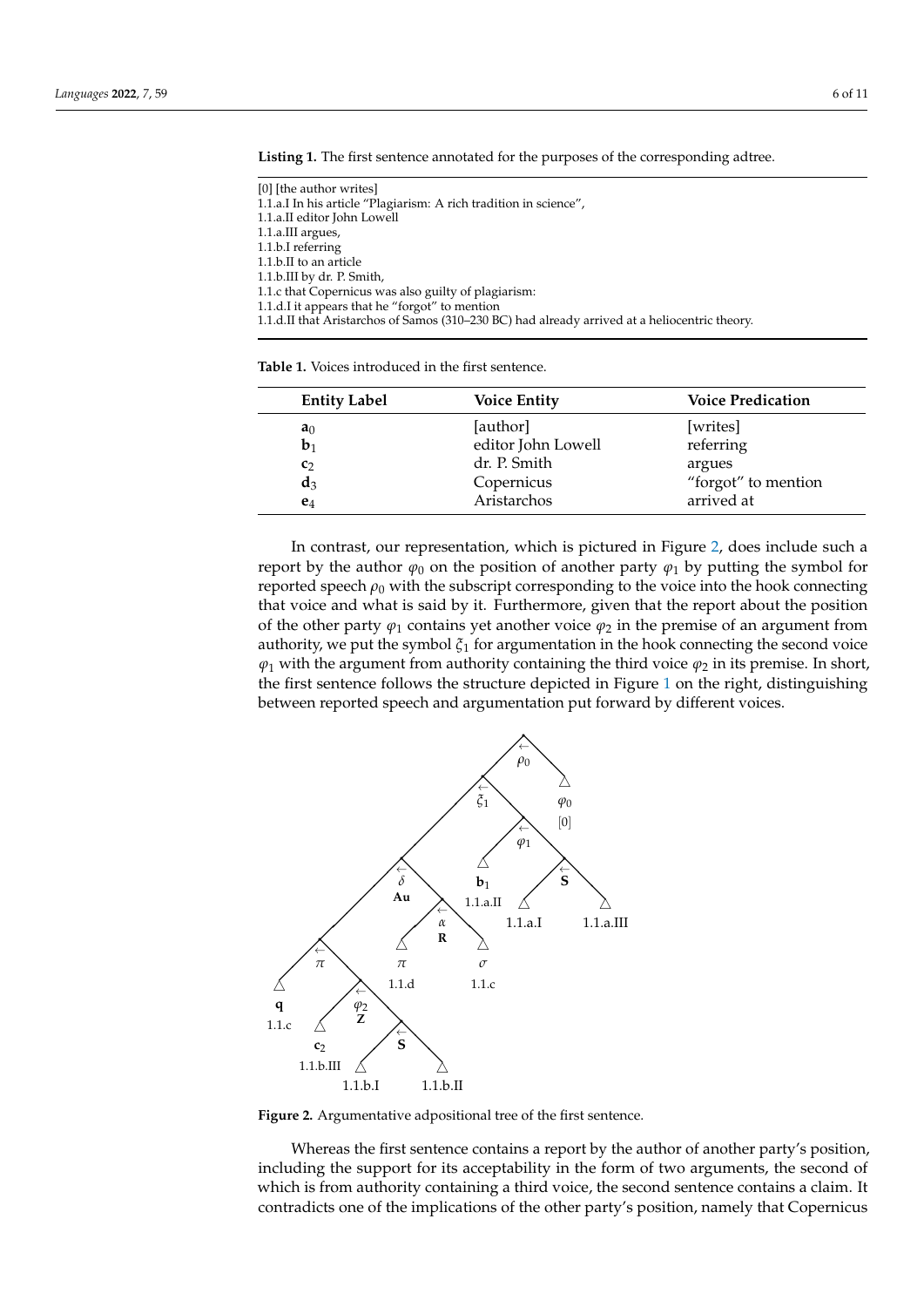**Listing 1.** The first sentence annotated for the purposes of the corresponding adtree.

```
[0] [the author writes]
1.1.a.I In his article "Plagiarism: A rich tradition in science",
1.1.a.II editor John Lowell
1.1.a.III argues,
1.1.b.I referring
1.1.b.II to an article
1.1.b.III by dr. P. Smith,
1.1.c that Copernicus was also guilty of plagiarism:
1.1.d.I it appears that he "forgot" to mention
1.1.d.II that Aristarchos of Samos (310–230 BC) had already arrived at a heliocentric theory.
```

**Table 1.** Voices introduced in the first sentence.

| Entity Label | Voice Entity | Voice Predication |
|---|---|---|
| $\mathbf{a}_0$ | [author] | [writes] |
| $\mathbf{b}_1$ | editor John Lowell | referring |
| $\mathbf{c}_2$ | dr. P. Smith | argues |
| $\mathbf{d}_3$ | Copernicus | "forgot" to mention |
| $\mathbf{e}_4$ | Aristarchos | arrived at |

In contrast, our representation, which is pictured in Figure 2, does include such a report by the author $\varphi_0$ on the position of another party $\varphi_1$ by putting the symbol for reported speech $\rho_0$ with the subscript corresponding to the voice into the hook connecting that voice and what is said by it. Furthermore, given that the report about the position of the other party $\varphi_1$ contains yet another voice $\varphi_2$ in the premise of an argument from authority, we put the symbol $\xi_1$ for argumentation in the hook connecting the second voice $\varphi_1$ with the argument from authority containing the third voice $\varphi_2$ in its premise. In short, the first sentence follows the structure depicted in Figure 1 on the right, distinguishing between reported speech and argumentation put forward by different voices.

**Figure 2.** Argumentative adpositional tree of the first sentence.

Whereas the first sentence contains a report by the author of another party's position, including the support for its acceptability in the form of two arguments, the second of which is from authority containing a third voice, the second sentence contains a claim. It contradicts one of the implications of the other party's position, namely that Copernicus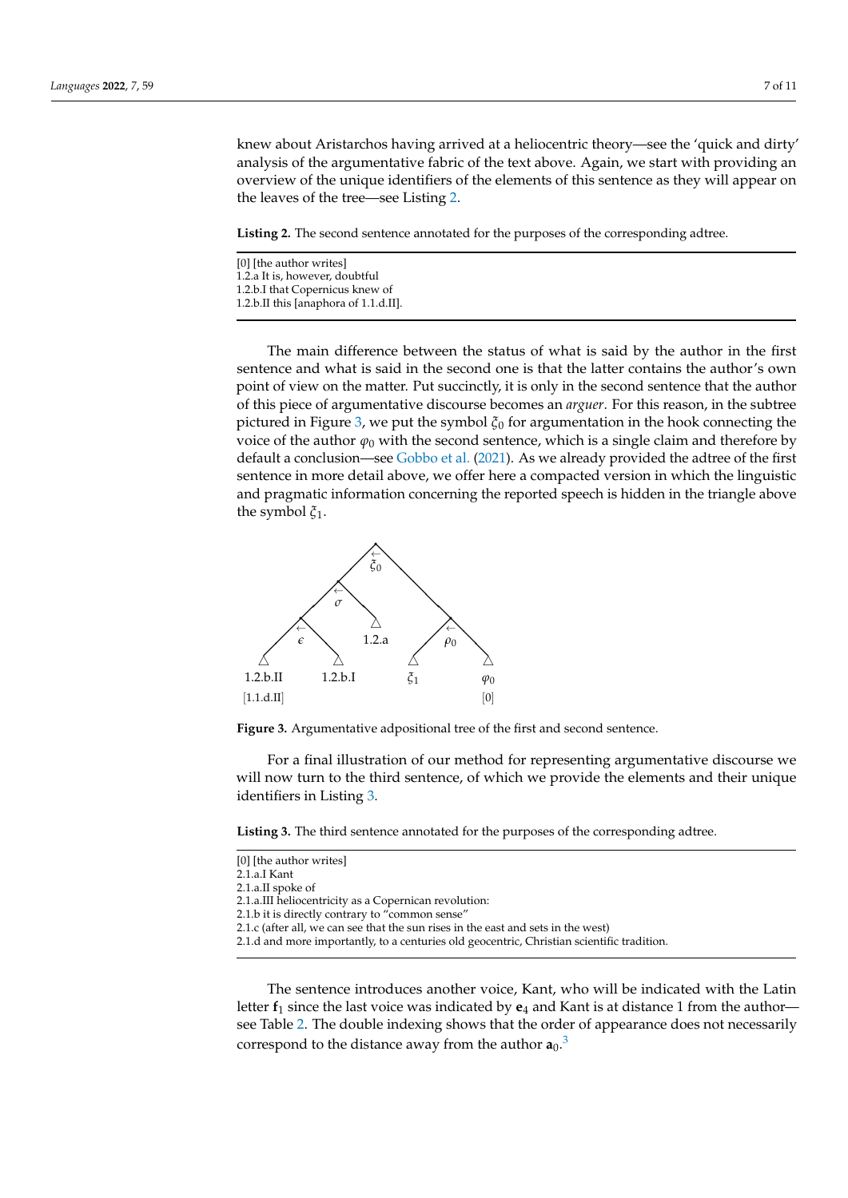knew about Aristarchos having arrived at a heliocentric theory—see the 'quick and dirty' analysis of the argumentative fabric of the text above. Again, we start with providing an overview of the unique identifiers of the elements of this sentence as they will appear on the leaves of the tree—see Listing 2.

**Listing 2.** The second sentence annotated for the purposes of the corresponding adtree.

```
[0] [the author writes]
1.2.a It is, however, doubtful
1.2.b.I that Copernicus knew of
1.2.b.II this [anaphora of 1.1.d.II].
```

The main difference between the status of what is said by the author in the first sentence and what is said in the second one is that the latter contains the author's own point of view on the matter. Put succinctly, it is only in the second sentence that the author of this piece of argumentative discourse becomes an *arguer*. For this reason, in the subtree pictured in Figure 3, we put the symbol $\xi_0$ for argumentation in the hook connecting the voice of the author $\varphi_0$ with the second sentence, which is a single claim and therefore by default a conclusion—see Gobbo et al. (2021). As we already provided the adtree of the first sentence in more detail above, we offer here a compacted version in which the linguistic and pragmatic information concerning the reported speech is hidden in the triangle above the symbol $\xi_1$.

**Figure 3.** Argumentative adpositional tree of the first and second sentence.

For a final illustration of our method for representing argumentative discourse we will now turn to the third sentence, of which we provide the elements and their unique identifiers in Listing 3.

**Listing 3.** The third sentence annotated for the purposes of the corresponding adtree.

```
[0] [the author writes]
2.1.a.I Kant
2.1.a.II spoke of
2.1.a.III heliocentricity as a Copernican revolution:
2.1.b it is directly contrary to "common sense"
2.1.c (after all, we can see that the sun rises in the east and sets in the west)
2.1.d and more importantly, to a centuries old geocentric, Christian scientific tradition.
```

The sentence introduces another voice, Kant, who will be indicated with the Latin letter $\mathbf{f}_1$ since the last voice was indicated by $\mathbf{e}_4$ and Kant is at distance 1 from the author—see Table 2. The double indexing shows that the order of appearance does not necessarily correspond to the distance away from the author $\mathbf{a}_0$.[3]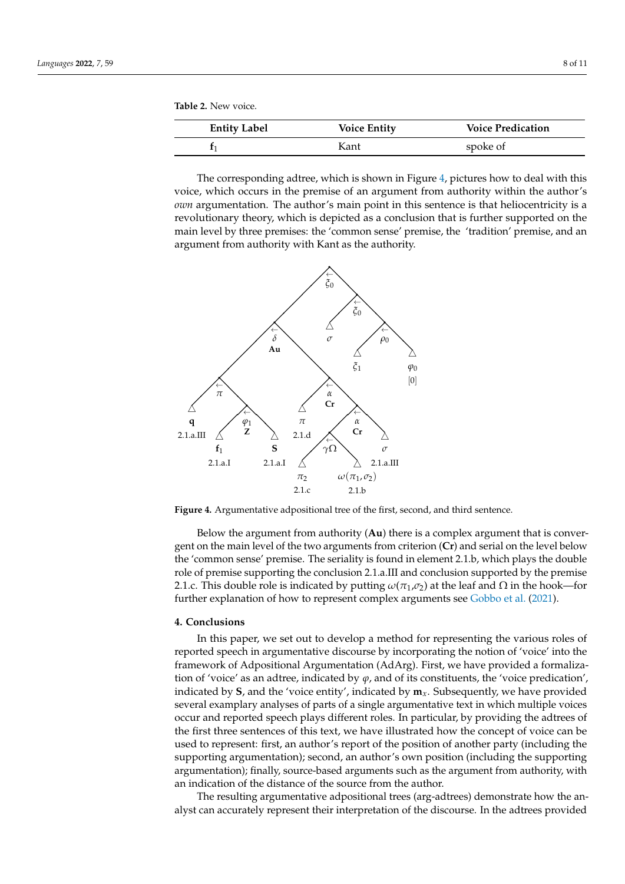**Table 2.** New voice.

| Entity Label | Voice Entity | Voice Predication |
| --- | --- | --- |
| $\mathbf{f}_1$ | Kant | spoke of |

The corresponding adtree, which is shown in Figure 4, pictures how to deal with this voice, which occurs in the premise of an argument from authority within the author's *own* argumentation. The author's main point in this sentence is that heliocentricity is a revolutionary theory, which is depicted as a conclusion that is further supported on the main level by three premises: the 'common sense' premise, the 'tradition' premise, and an argument from authority with Kant as the authority.

**Figure 4.** Argumentative adpositional tree of the first, second, and third sentence.

Below the argument from authority (**Au**) there is a complex argument that is convergent on the main level of the two arguments from criterion (**Cr**) and serial on the level below the 'common sense' premise. The seriality is found in element 2.1.b, which plays the double role of premise supporting the conclusion 2.1.a.III and conclusion supported by the premise 2.1.c. This double role is indicated by putting $\omega(\pi_1,\sigma_2)$ at the leaf and $\Omega$ in the hook—for further explanation of how to represent complex arguments see Gobbo et al. (2021).

## 4. Conclusions

In this paper, we set out to develop a method for representing the various roles of reported speech in argumentative discourse by incorporating the notion of 'voice' into the framework of Adpositional Argumentation (AdArg). First, we have provided a formalization of 'voice' as an adtree, indicated by $\varphi$, and of its constituents, the 'voice predication', indicated by **S**, and the 'voice entity', indicated by $\mathbf{m}_x$. Subsequently, we have provided several examplary analyses of parts of a single argumentative text in which multiple voices occur and reported speech plays different roles. In particular, by providing the adtrees of the first three sentences of this text, we have illustrated how the concept of voice can be used to represent: first, an author's report of the position of another party (including the supporting argumentation); second, an author's own position (including the supporting argumentation); finally, source-based arguments such as the argument from authority, with an indication of the distance of the source from the author.

The resulting argumentative adpositional trees (arg-adtrees) demonstrate how the analyst can accurately represent their interpretation of the discourse. In the adtrees provided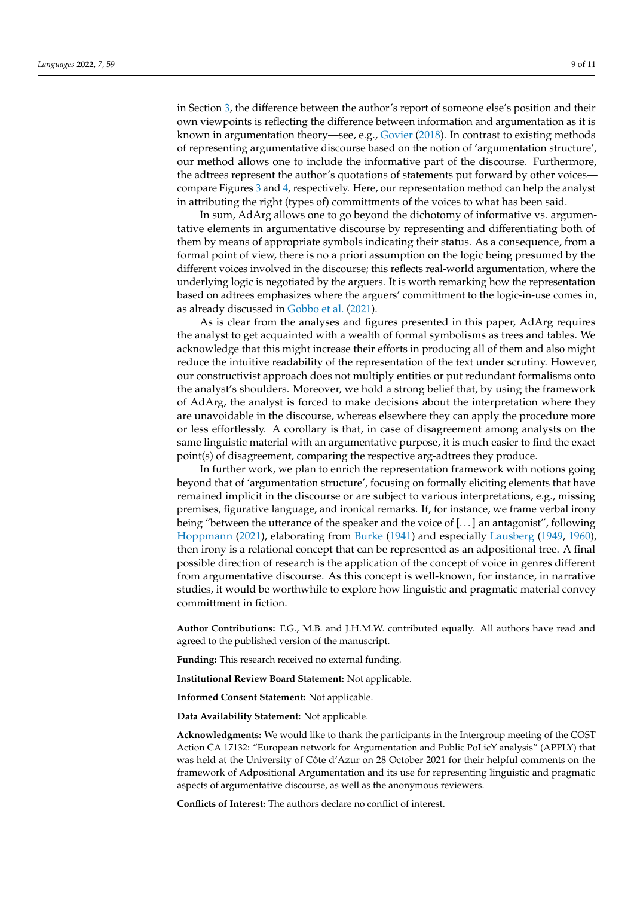in Section 3, the difference between the author's report of someone else's position and their own viewpoints is reflecting the difference between information and argumentation as it is known in argumentation theory—see, e.g., Govier (2018). In contrast to existing methods of representing argumentative discourse based on the notion of 'argumentation structure', our method allows one to include the informative part of the discourse. Furthermore, the adtrees represent the author's quotations of statements put forward by other voices—compare Figures 3 and 4, respectively. Here, our representation method can help the analyst in attributing the right (types of) committments of the voices to what has been said.

In sum, AdArg allows one to go beyond the dichotomy of informative vs. argumentative elements in argumentative discourse by representing and differentiating both of them by means of appropriate symbols indicating their status. As a consequence, from a formal point of view, there is no a priori assumption on the logic being presumed by the different voices involved in the discourse; this reflects real-world argumentation, where the underlying logic is negotiated by the arguers. It is worth remarking how the representation based on adtrees emphasizes where the arguers' committment to the logic-in-use comes in, as already discussed in Gobbo et al. (2021).

As is clear from the analyses and figures presented in this paper, AdArg requires the analyst to get acquainted with a wealth of formal symbolisms as trees and tables. We acknowledge that this might increase their efforts in producing all of them and also might reduce the intuitive readability of the representation of the text under scrutiny. However, our constructivist approach does not multiply entities or put redundant formalisms onto the analyst's shoulders. Moreover, we hold a strong belief that, by using the framework of AdArg, the analyst is forced to make decisions about the interpretation where they are unavoidable in the discourse, whereas elsewhere they can apply the procedure more or less effortlessly. A corollary is that, in case of disagreement among analysts on the same linguistic material with an argumentative purpose, it is much easier to find the exact point(s) of disagreement, comparing the respective arg-adtrees they produce.

In further work, we plan to enrich the representation framework with notions going beyond that of 'argumentation structure', focusing on formally eliciting elements that have remained implicit in the discourse or are subject to various interpretations, e.g., missing premises, figurative language, and ironical remarks. If, for instance, we frame verbal irony being "between the utterance of the speaker and the voice of [...] an antagonist", following Hoppmann (2021), elaborating from Burke (1941) and especially Lausberg (1949, 1960), then irony is a relational concept that can be represented as an adpositional tree. A final possible direction of research is the application of the concept of voice in genres different from argumentative discourse. As this concept is well-known, for instance, in narrative studies, it would be worthwhile to explore how linguistic and pragmatic material convey committment in fiction.

**Author Contributions:** F.G., M.B. and J.H.M.W. contributed equally. All authors have read and agreed to the published version of the manuscript.

**Funding:** This research received no external funding.

**Institutional Review Board Statement:** Not applicable.

**Informed Consent Statement:** Not applicable.

**Data Availability Statement:** Not applicable.

**Acknowledgments:** We would like to thank the participants in the Intergroup meeting of the COST Action CA 17132: "European network for Argumentation and Public PoLicY analysis" (APPLY) that was held at the University of Côte d'Azur on 28 October 2021 for their helpful comments on the framework of Adpositional Argumentation and its use for representing linguistic and pragmatic aspects of argumentative discourse, as well as the anonymous reviewers.

**Conflicts of Interest:** The authors declare no conflict of interest.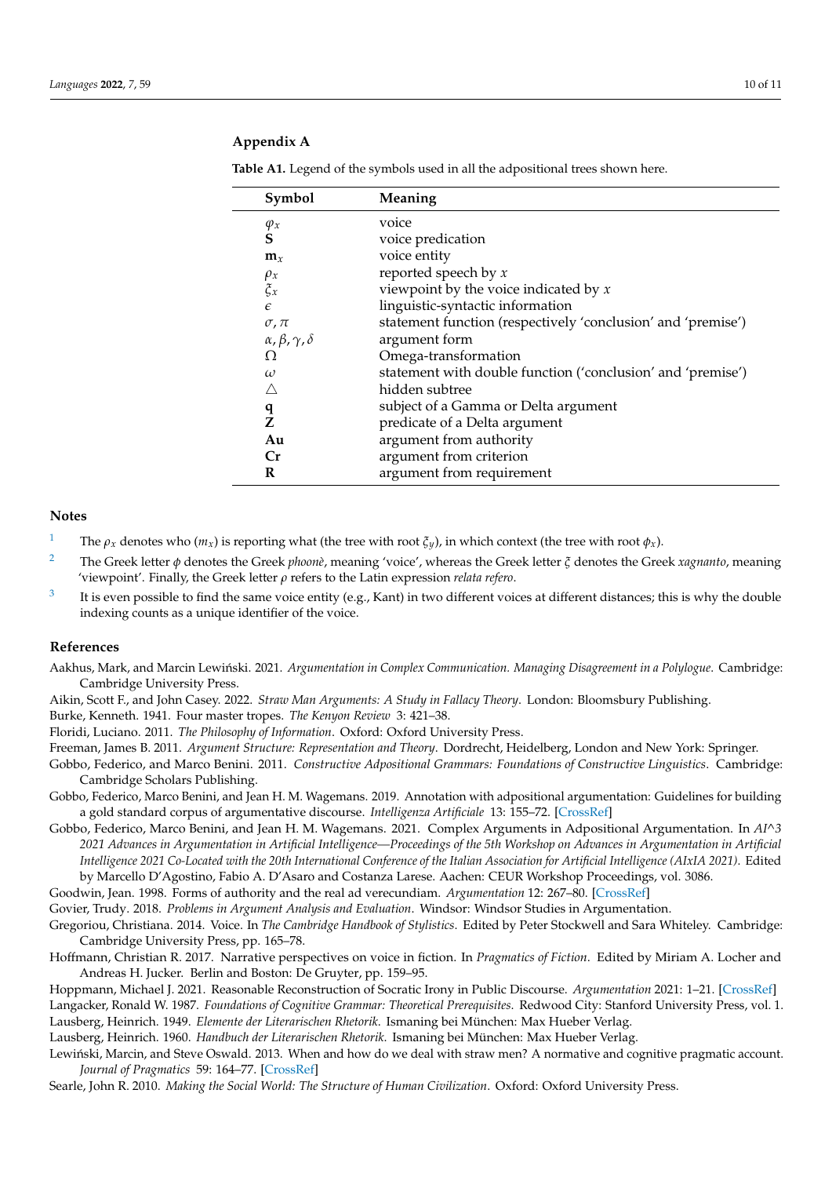## Appendix A

**Table A1.** Legend of the symbols used in all the adpositional trees shown here.

| Symbol | Meaning |
|---|---|
| $\varphi_x$ | voice |
| **S** | voice predication |
| $\mathbf{m}_x$ | voice entity |
| $\rho_x$ | reported speech by $x$ |
| $\xi_x$ | viewpoint by the voice indicated by $x$ |
| $\epsilon$ | linguistic-syntactic information |
| $\sigma, \pi$ | statement function (respectively 'conclusion' and 'premise') |
| $\alpha, \beta, \gamma, \delta$ | argument form |
| $\Omega$ | Omega-transformation |
| $\omega$ | statement with double function ('conclusion' and 'premise') |
| $\triangle$ | hidden subtree |
| **q** | subject of a Gamma or Delta argument |
| **Z** | predicate of a Delta argument |
| **Au** | argument from authority |
| **Cr** | argument from criterion |
| **R** | argument from requirement |

## Notes

[1] The $\rho_x$ denotes who ($m_x$) is reporting what (the tree with root $\xi_y$), in which context (the tree with root $\phi_x$).

[2] The Greek letter $\phi$ denotes the Greek *phoonè*, meaning 'voice', whereas the Greek letter $\xi$ denotes the Greek *xagnanto*, meaning 'viewpoint'. Finally, the Greek letter $\rho$ refers to the Latin expression *relata refero*.

[3] It is even possible to find the same voice entity (e.g., Kant) in two different voices at different distances; this is why the double indexing counts as a unique identifier of the voice.

## References

Aakhus, Mark, and Marcin Lewiński. 2021. *Argumentation in Complex Communication. Managing Disagreement in a Polylogue*. Cambridge: Cambridge University Press.

Aikin, Scott F., and John Casey. 2022. *Straw Man Arguments: A Study in Fallacy Theory*. London: Bloomsbury Publishing.

Burke, Kenneth. 1941. Four master tropes. *The Kenyon Review* 3: 421–38.

Floridi, Luciano. 2011. *The Philosophy of Information*. Oxford: Oxford University Press.

Freeman, James B. 2011. *Argument Structure: Representation and Theory*. Dordrecht, Heidelberg, London and New York: Springer.

Gobbo, Federico, and Marco Benini. 2011. *Constructive Adpositional Grammars: Foundations of Constructive Linguistics*. Cambridge: Cambridge Scholars Publishing.

Gobbo, Federico, Marco Benini, and Jean H. M. Wagemans. 2019. Annotation with adpositional argumentation: Guidelines for building a gold standard corpus of argumentative discourse. *Intelligenza Artificiale* 13: 155–72. [CrossRef]

Gobbo, Federico, Marco Benini, and Jean H. M. Wagemans. 2021. Complex Arguments in Adpositional Argumentation. In *AI^3 2021 Advances in Argumentation in Artificial Intelligence—Proceedings of the 5th Workshop on Advances in Argumentation in Artificial Intelligence 2021 Co-Located with the 20th International Conference of the Italian Association for Artificial Intelligence (AIxIA 2021)*. Edited by Marcello D'Agostino, Fabio A. D'Asaro and Costanza Larese. Aachen: CEUR Workshop Proceedings, vol. 3086.

Goodwin, Jean. 1998. Forms of authority and the real ad verecundiam. *Argumentation* 12: 267–80. [CrossRef]

Govier, Trudy. 2018. *Problems in Argument Analysis and Evaluation*. Windsor: Windsor Studies in Argumentation.

Gregoriou, Christiana. 2014. Voice. In *The Cambridge Handbook of Stylistics*. Edited by Peter Stockwell and Sara Whiteley. Cambridge: Cambridge University Press, pp. 165–78.

Hoffmann, Christian R. 2017. Narrative perspectives on voice in fiction. In *Pragmatics of Fiction*. Edited by Miriam A. Locher and Andreas H. Jucker. Berlin and Boston: De Gruyter, pp. 159–95.

Hoppmann, Michael J. 2021. Reasonable Reconstruction of Socratic Irony in Public Discourse. *Argumentation* 2021: 1–21. [CrossRef]

Langacker, Ronald W. 1987. *Foundations of Cognitive Grammar: Theoretical Prerequisites*. Redwood City: Stanford University Press, vol. 1.

Lausberg, Heinrich. 1949. *Elemente der Literarischen Rhetorik*. Ismaning bei München: Max Hueber Verlag.

Lausberg, Heinrich. 1960. *Handbuch der Literarischen Rhetorik*. Ismaning bei München: Max Hueber Verlag.

Lewiński, Marcin, and Steve Oswald. 2013. When and how do we deal with straw men? A normative and cognitive pragmatic account. *Journal of Pragmatics* 59: 164–77. [CrossRef]

Searle, John R. 2010. *Making the Social World: The Structure of Human Civilization*. Oxford: Oxford University Press.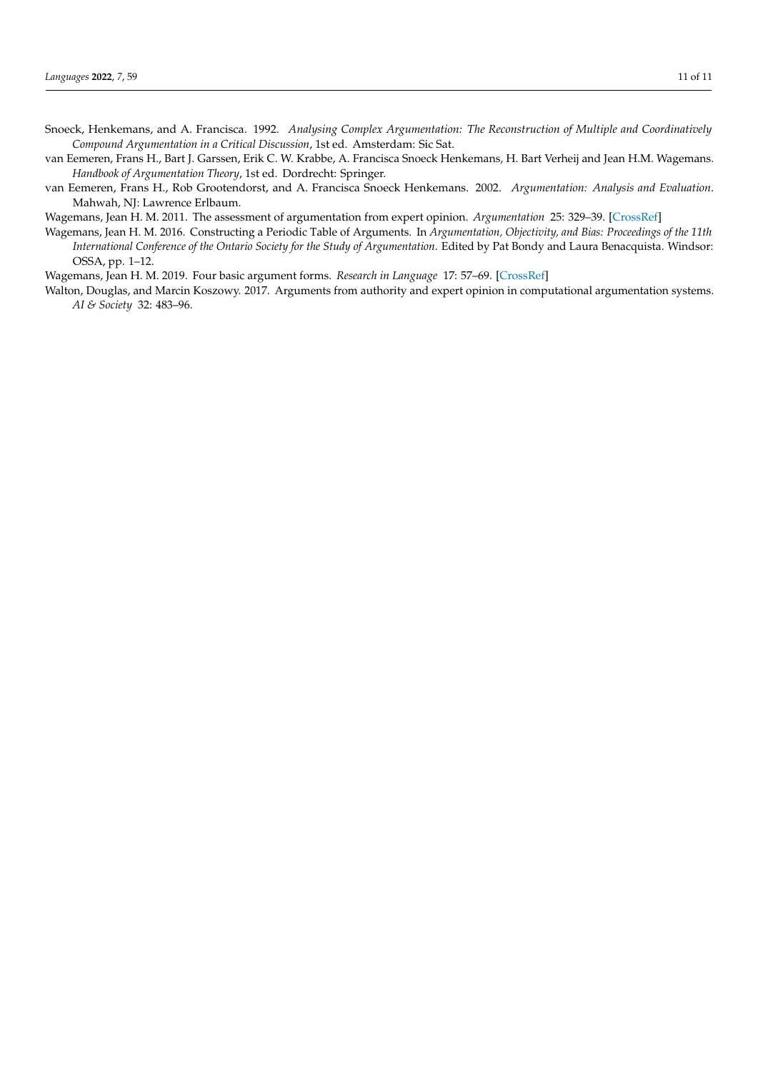Snoeck, Henkemans, and A. Francisca. 1992. *Analysing Complex Argumentation: The Reconstruction of Multiple and Coordinatively Compound Argumentation in a Critical Discussion*, 1st ed. Amsterdam: Sic Sat.

van Eemeren, Frans H., Bart J. Garssen, Erik C. W. Krabbe, A. Francisca Snoeck Henkemans, H. Bart Verheij and Jean H.M. Wagemans. *Handbook of Argumentation Theory*, 1st ed. Dordrecht: Springer.

van Eemeren, Frans H., Rob Grootendorst, and A. Francisca Snoeck Henkemans. 2002. *Argumentation: Analysis and Evaluation*. Mahwah, NJ: Lawrence Erlbaum.

Wagemans, Jean H. M. 2011. The assessment of argumentation from expert opinion. *Argumentation* 25: 329–39. [CrossRef]

Wagemans, Jean H. M. 2016. Constructing a Periodic Table of Arguments. In *Argumentation, Objectivity, and Bias: Proceedings of the 11th International Conference of the Ontario Society for the Study of Argumentation*. Edited by Pat Bondy and Laura Benacquista. Windsor: OSSA, pp. 1–12.

Wagemans, Jean H. M. 2019. Four basic argument forms. *Research in Language* 17: 57–69. [CrossRef]

Walton, Douglas, and Marcin Koszowy. 2017. Arguments from authority and expert opinion in computational argumentation systems. *AI & Society* 32: 483–96.